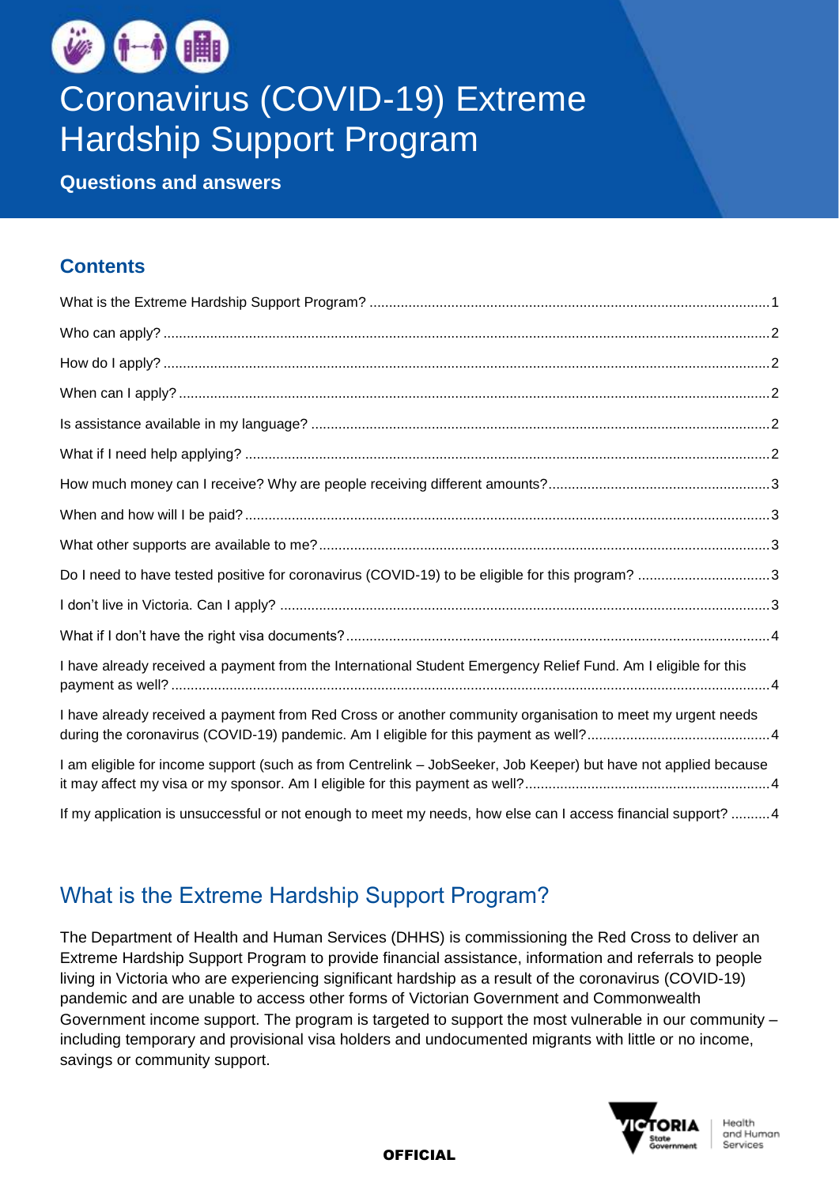# Coronavirus (COVID-19) Extreme Hardship Support Program

**Questions and answers**

## Contents

What is the Extreme Hardship Support Program? ..... 1

Who can apply? ..... 2

How do I apply? ..... 2

When can I apply? ..... 2

Is assistance available in my language? ..... 2

What if I need help applying? ..... 2

How much money can I receive? Why are people receiving different amounts? ..... 3

When and how will I be paid? ..... 3

What other supports are available to me? ..... 3

Do I need to have tested positive for coronavirus (COVID-19) to be eligible for this program? ..... 3

I don't live in Victoria. Can I apply? ..... 3

What if I don't have the right visa documents? ..... 4

I have already received a payment from the International Student Emergency Relief Fund. Am I eligible for this payment as well? ..... 4

I have already received a payment from Red Cross or another community organisation to meet my urgent needs during the coronavirus (COVID-19) pandemic. Am I eligible for this payment as well? ..... 4

I am eligible for income support (such as from Centrelink – JobSeeker, Job Keeper) but have not applied because it may affect my visa or my sponsor. Am I eligible for this payment as well? ..... 4

If my application is unsuccessful or not enough to meet my needs, how else can I access financial support? ..... 4

## What is the Extreme Hardship Support Program?

The Department of Health and Human Services (DHHS) is commissioning the Red Cross to deliver an Extreme Hardship Support Program to provide financial assistance, information and referrals to people living in Victoria who are experiencing significant hardship as a result of the coronavirus (COVID-19) pandemic and are unable to access other forms of Victorian Government and Commonwealth Government income support. The program is targeted to support the most vulnerable in our community – including temporary and provisional visa holders and undocumented migrants with little or no income, savings or community support.

OFFICIAL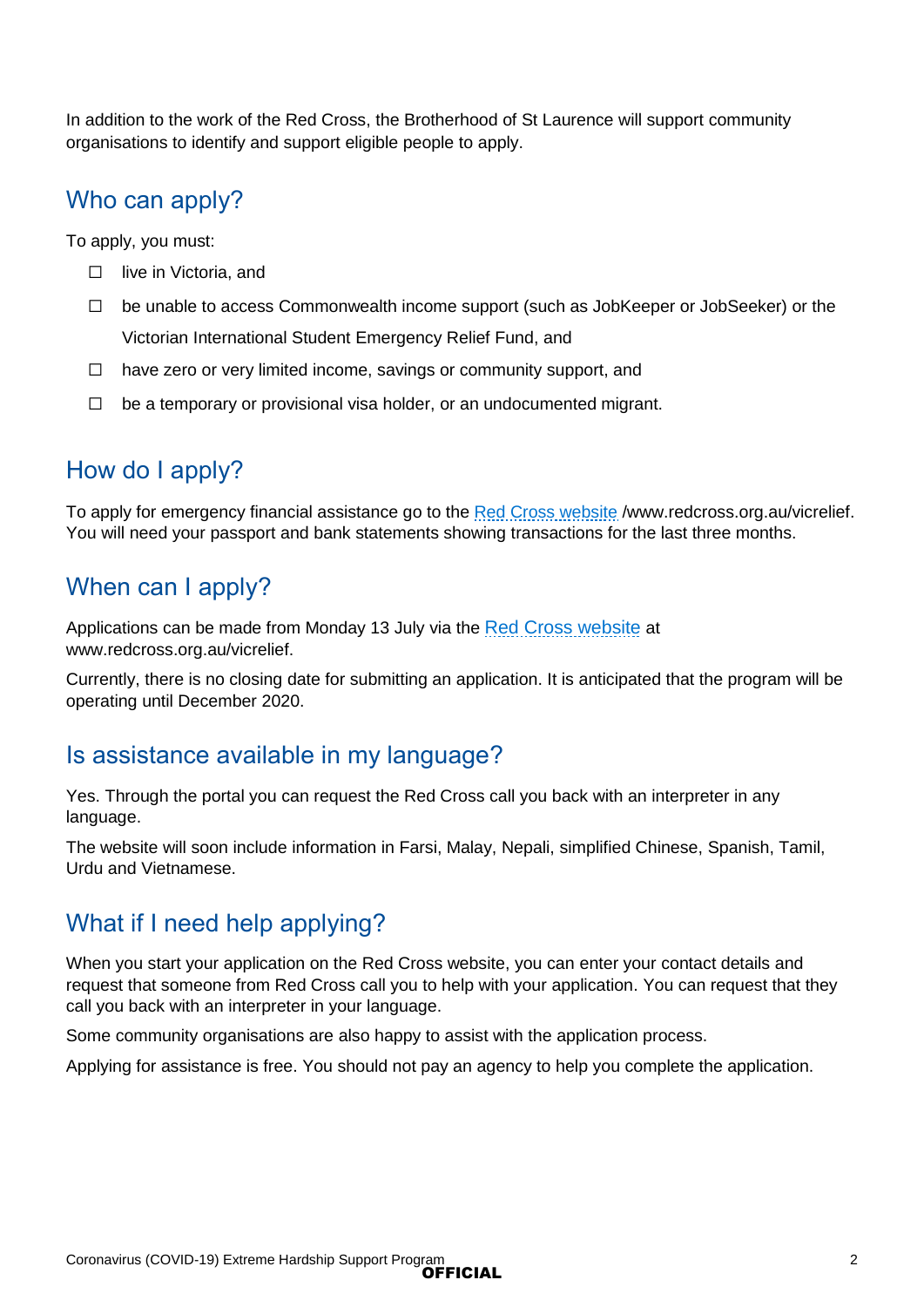In addition to the work of the Red Cross, the Brotherhood of St Laurence will support community organisations to identify and support eligible people to apply.

## Who can apply?

To apply, you must:

- ☐ live in Victoria, and
- ☐ be unable to access Commonwealth income support (such as JobKeeper or JobSeeker) or the Victorian International Student Emergency Relief Fund, and
- ☐ have zero or very limited income, savings or community support, and
- ☐ be a temporary or provisional visa holder, or an undocumented migrant.

## How do I apply?

To apply for emergency financial assistance go to the Red Cross website /www.redcross.org.au/vicrelief. You will need your passport and bank statements showing transactions for the last three months.

## When can I apply?

Applications can be made from Monday 13 July via the Red Cross website at www.redcross.org.au/vicrelief.

Currently, there is no closing date for submitting an application. It is anticipated that the program will be operating until December 2020.

## Is assistance available in my language?

Yes. Through the portal you can request the Red Cross call you back with an interpreter in any language.

The website will soon include information in Farsi, Malay, Nepali, simplified Chinese, Spanish, Tamil, Urdu and Vietnamese.

## What if I need help applying?

When you start your application on the Red Cross website, you can enter your contact details and request that someone from Red Cross call you to help with your application. You can request that they call you back with an interpreter in your language.

Some community organisations are also happy to assist with the application process.

Applying for assistance is free. You should not pay an agency to help you complete the application.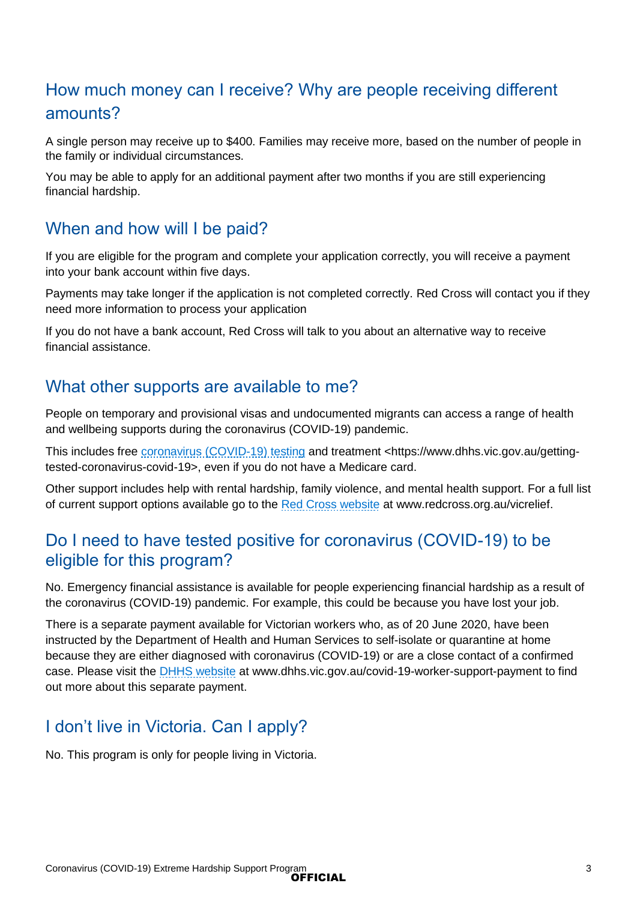## How much money can I receive? Why are people receiving different amounts?

A single person may receive up to $400. Families may receive more, based on the number of people in the family or individual circumstances.

You may be able to apply for an additional payment after two months if you are still experiencing financial hardship.

## When and how will I be paid?

If you are eligible for the program and complete your application correctly, you will receive a payment into your bank account within five days.

Payments may take longer if the application is not completed correctly. Red Cross will contact you if they need more information to process your application

If you do not have a bank account, Red Cross will talk to you about an alternative way to receive financial assistance.

## What other supports are available to me?

People on temporary and provisional visas and undocumented migrants can access a range of health and wellbeing supports during the coronavirus (COVID-19) pandemic.

This includes free coronavirus (COVID-19) testing and treatment <https://www.dhhs.vic.gov.au/getting-tested-coronavirus-covid-19>, even if you do not have a Medicare card.

Other support includes help with rental hardship, family violence, and mental health support. For a full list of current support options available go to the Red Cross website at www.redcross.org.au/vicrelief.

## Do I need to have tested positive for coronavirus (COVID-19) to be eligible for this program?

No. Emergency financial assistance is available for people experiencing financial hardship as a result of the coronavirus (COVID-19) pandemic. For example, this could be because you have lost your job.

There is a separate payment available for Victorian workers who, as of 20 June 2020, have been instructed by the Department of Health and Human Services to self-isolate or quarantine at home because they are either diagnosed with coronavirus (COVID-19) or are a close contact of a confirmed case. Please visit the DHHS website at www.dhhs.vic.gov.au/covid-19-worker-support-payment to find out more about this separate payment.

## I don't live in Victoria. Can I apply?

No. This program is only for people living in Victoria.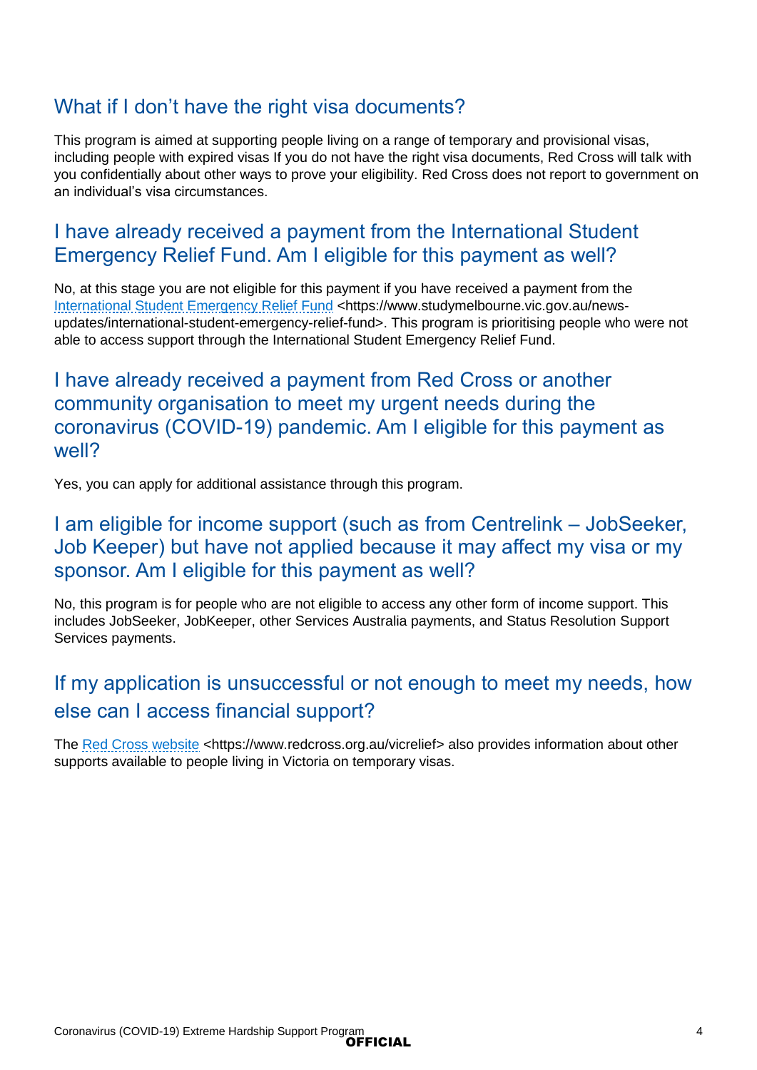## What if I don’t have the right visa documents?

This program is aimed at supporting people living on a range of temporary and provisional visas, including people with expired visas If you do not have the right visa documents, Red Cross will talk with you confidentially about other ways to prove your eligibility. Red Cross does not report to government on an individual’s visa circumstances.

## I have already received a payment from the International Student Emergency Relief Fund. Am I eligible for this payment as well?

No, at this stage you are not eligible for this payment if you have received a payment from the International Student Emergency Relief Fund <https://www.studymelbourne.vic.gov.au/news-updates/international-student-emergency-relief-fund>. This program is prioritising people who were not able to access support through the International Student Emergency Relief Fund.

## I have already received a payment from Red Cross or another community organisation to meet my urgent needs during the coronavirus (COVID-19) pandemic. Am I eligible for this payment as well?

Yes, you can apply for additional assistance through this program.

## I am eligible for income support (such as from Centrelink – JobSeeker, Job Keeper) but have not applied because it may affect my visa or my sponsor. Am I eligible for this payment as well?

No, this program is for people who are not eligible to access any other form of income support. This includes JobSeeker, JobKeeper, other Services Australia payments, and Status Resolution Support Services payments.

## If my application is unsuccessful or not enough to meet my needs, how else can I access financial support?

The Red Cross website <https://www.redcross.org.au/vicrelief> also provides information about other supports available to people living in Victoria on temporary visas.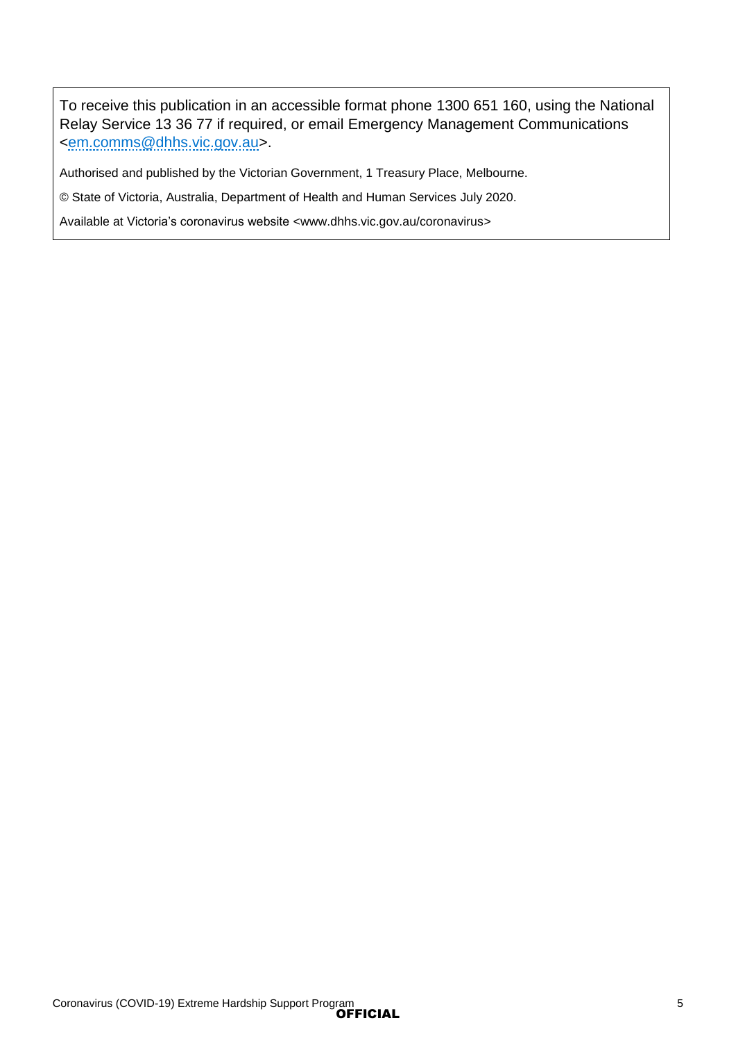To receive this publication in an accessible format phone 1300 651 160, using the National Relay Service 13 36 77 if required, or email Emergency Management Communications <em.comms@dhhs.vic.gov.au>.

Authorised and published by the Victorian Government, 1 Treasury Place, Melbourne.

© State of Victoria, Australia, Department of Health and Human Services July 2020.

Available at Victoria's coronavirus website <www.dhhs.vic.gov.au/coronavirus>